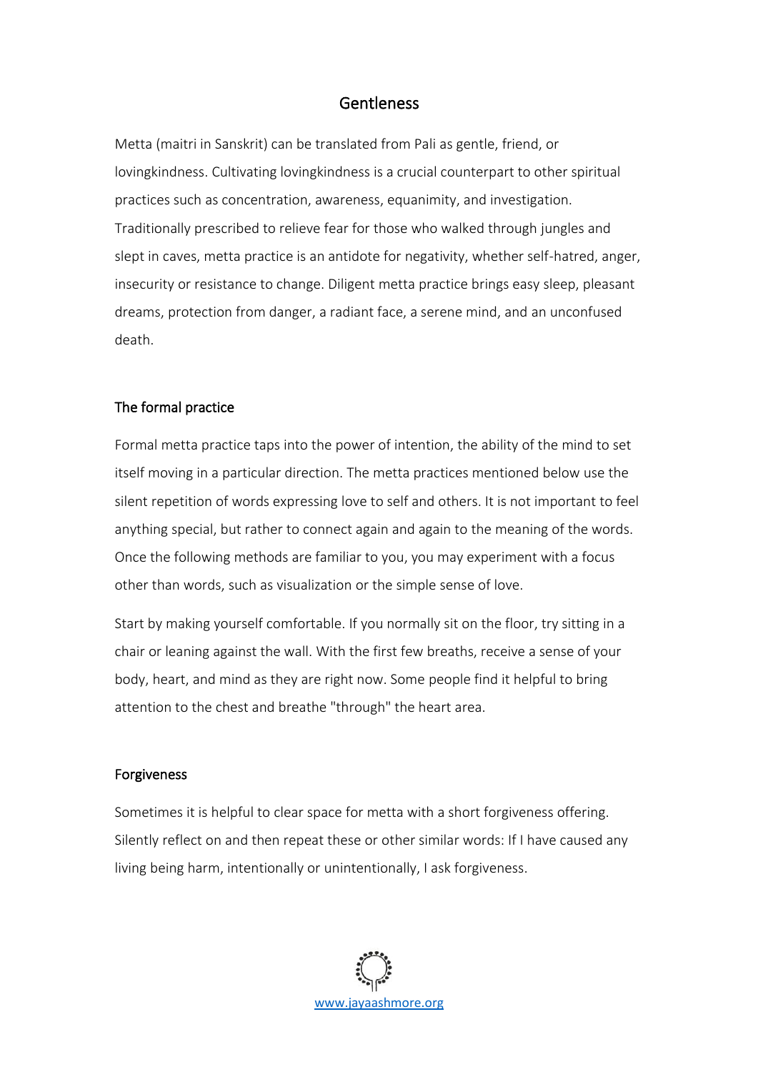# Gentleness

Metta (maitri in Sanskrit) can be translated from Pali as gentle, friend, or lovingkindness. Cultivating lovingkindness is a crucial counterpart to other spiritual practices such as concentration, awareness, equanimity, and investigation. Traditionally prescribed to relieve fear for those who walked through jungles and slept in caves, metta practice is an antidote for negativity, whether self-hatred, anger, insecurity or resistance to change. Diligent metta practice brings easy sleep, pleasant dreams, protection from danger, a radiant face, a serene mind, and an unconfused death.

## The formal practice

Formal metta practice taps into the power of intention, the ability of the mind to set itself moving in a particular direction. The metta practices mentioned below use the silent repetition of words expressing love to self and others. It is not important to feel anything special, but rather to connect again and again to the meaning of the words. Once the following methods are familiar to you, you may experiment with a focus other than words, such as visualization or the simple sense of love.

Start by making yourself comfortable. If you normally sit on the floor, try sitting in a chair or leaning against the wall. With the first few breaths, receive a sense of your body, heart, and mind as they are right now. Some people find it helpful to bring attention to the chest and breathe "through" the heart area.

## Forgiveness

Sometimes it is helpful to clear space for metta with a short forgiveness offering. Silently reflect on and then repeat these or other similar words: If I have caused any living being harm, intentionally or unintentionally, I ask forgiveness.

www.jayaashmore.org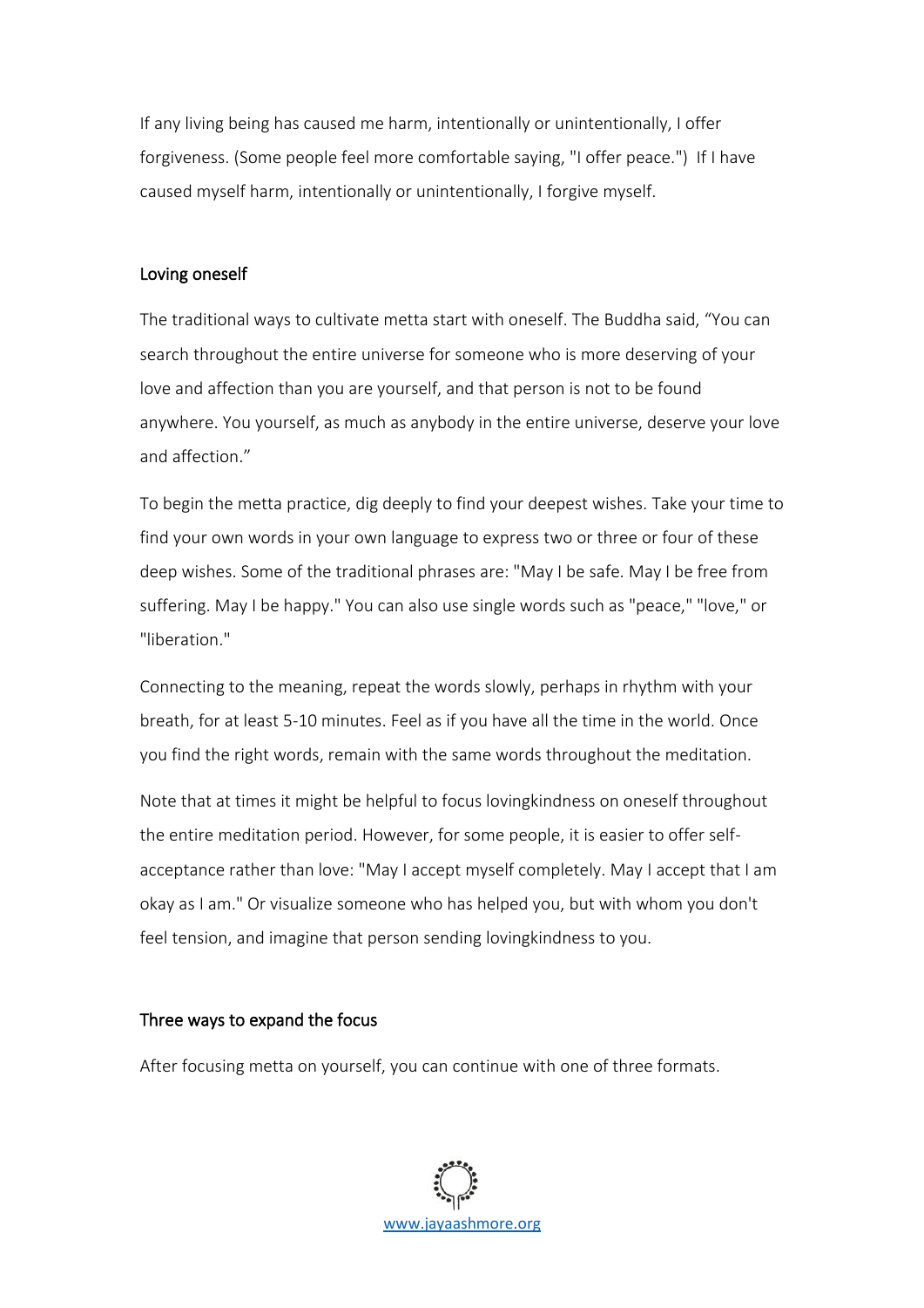If any living being has caused me harm, intentionally or unintentionally, I offer forgiveness. (Some people feel more comfortable saying, "I offer peace.") If I have caused myself harm, intentionally or unintentionally, I forgive myself.

## Loving oneself

The traditional ways to cultivate metta start with oneself. The Buddha said, "You can search throughout the entire universe for someone who is more deserving of your love and affection than you are yourself, and that person is not to be found anywhere. You yourself, as much as anybody in the entire universe, deserve your love and affection."

To begin the metta practice, dig deeply to find your deepest wishes. Take your time to find your own words in your own language to express two or three or four of these deep wishes. Some of the traditional phrases are: "May I be safe. May I be free from suffering. May I be happy." You can also use single words such as "peace," "love," or "liberation."

Connecting to the meaning, repeat the words slowly, perhaps in rhythm with your breath, for at least 5-10 minutes. Feel as if you have all the time in the world. Once you find the right words, remain with the same words throughout the meditation.

Note that at times it might be helpful to focus lovingkindness on oneself throughout the entire meditation period. However, for some people, it is easier to offer self-acceptance rather than love: "May I accept myself completely. May I accept that I am okay as I am." Or visualize someone who has helped you, but with whom you don't feel tension, and imagine that person sending lovingkindness to you.

## Three ways to expand the focus

After focusing metta on yourself, you can continue with one of three formats.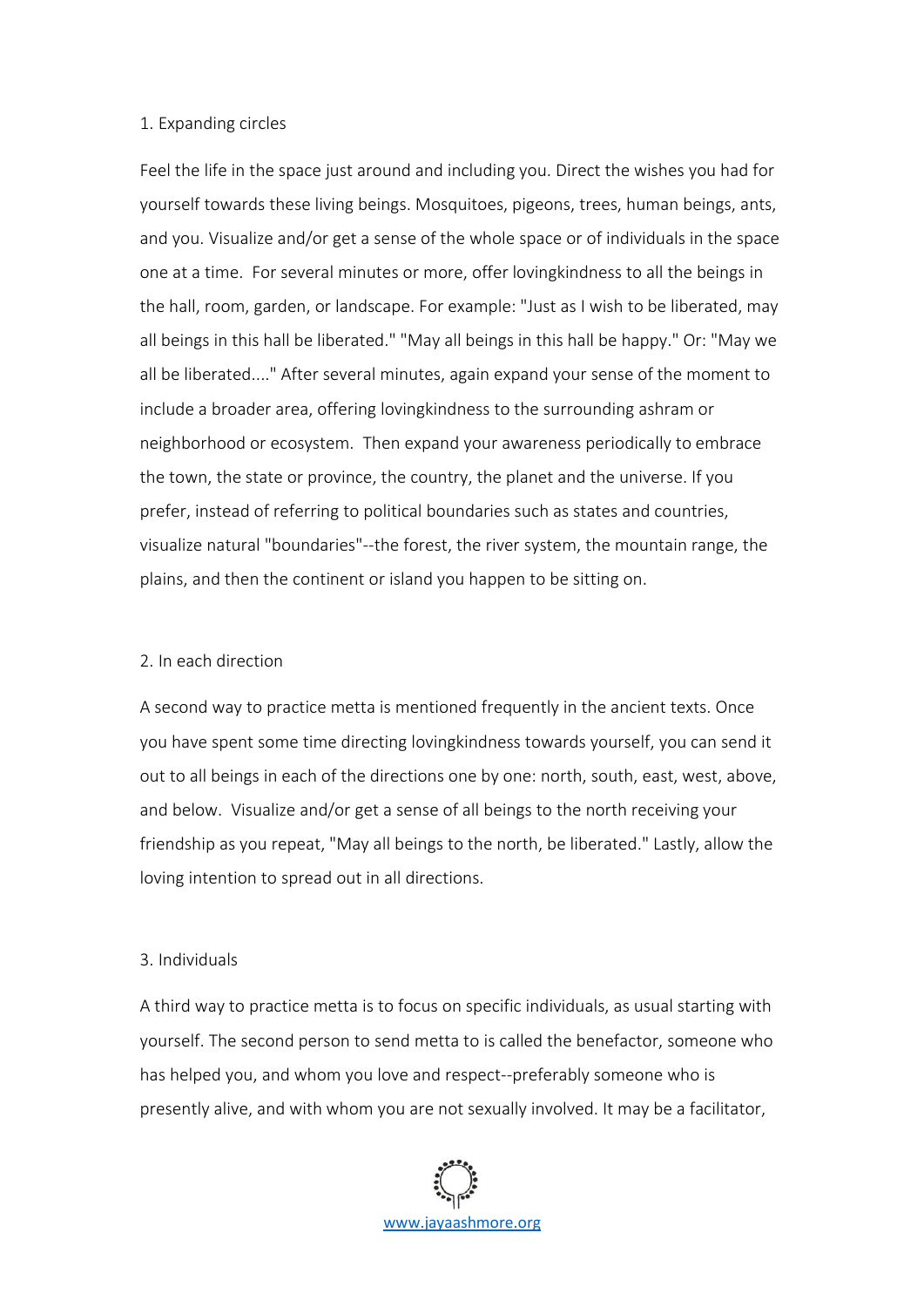1. Expanding circles

Feel the life in the space just around and including you. Direct the wishes you had for yourself towards these living beings. Mosquitoes, pigeons, trees, human beings, ants, and you. Visualize and/or get a sense of the whole space or of individuals in the space one at a time. For several minutes or more, offer lovingkindness to all the beings in the hall, room, garden, or landscape. For example: "Just as I wish to be liberated, may all beings in this hall be liberated." "May all beings in this hall be happy." Or: "May we all be liberated...." After several minutes, again expand your sense of the moment to include a broader area, offering lovingkindness to the surrounding ashram or neighborhood or ecosystem. Then expand your awareness periodically to embrace the town, the state or province, the country, the planet and the universe. If you prefer, instead of referring to political boundaries such as states and countries, visualize natural "boundaries"--the forest, the river system, the mountain range, the plains, and then the continent or island you happen to be sitting on.

2. In each direction

A second way to practice metta is mentioned frequently in the ancient texts. Once you have spent some time directing lovingkindness towards yourself, you can send it out to all beings in each of the directions one by one: north, south, east, west, above, and below. Visualize and/or get a sense of all beings to the north receiving your friendship as you repeat, "May all beings to the north, be liberated." Lastly, allow the loving intention to spread out in all directions.

3. Individuals

A third way to practice metta is to focus on specific individuals, as usual starting with yourself. The second person to send metta to is called the benefactor, someone who has helped you, and whom you love and respect--preferably someone who is presently alive, and with whom you are not sexually involved. It may be a facilitator,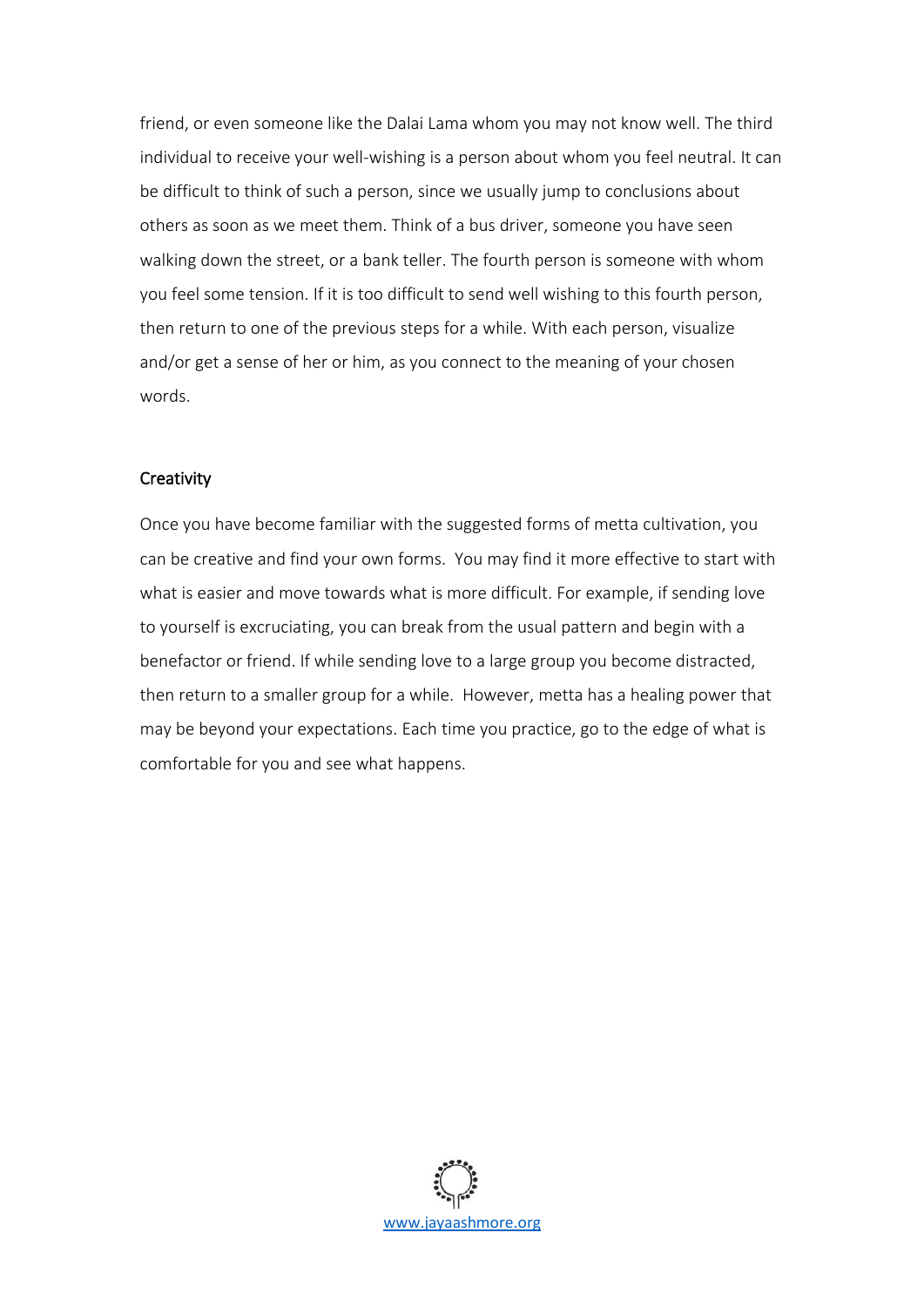friend, or even someone like the Dalai Lama whom you may not know well. The third individual to receive your well-wishing is a person about whom you feel neutral. It can be difficult to think of such a person, since we usually jump to conclusions about others as soon as we meet them. Think of a bus driver, someone you have seen walking down the street, or a bank teller. The fourth person is someone with whom you feel some tension. If it is too difficult to send well wishing to this fourth person, then return to one of the previous steps for a while. With each person, visualize and/or get a sense of her or him, as you connect to the meaning of your chosen words.

## Creativity

Once you have become familiar with the suggested forms of metta cultivation, you can be creative and find your own forms. You may find it more effective to start with what is easier and move towards what is more difficult. For example, if sending love to yourself is excruciating, you can break from the usual pattern and begin with a benefactor or friend. If while sending love to a large group you become distracted, then return to a smaller group for a while. However, metta has a healing power that may be beyond your expectations. Each time you practice, go to the edge of what is comfortable for you and see what happens.